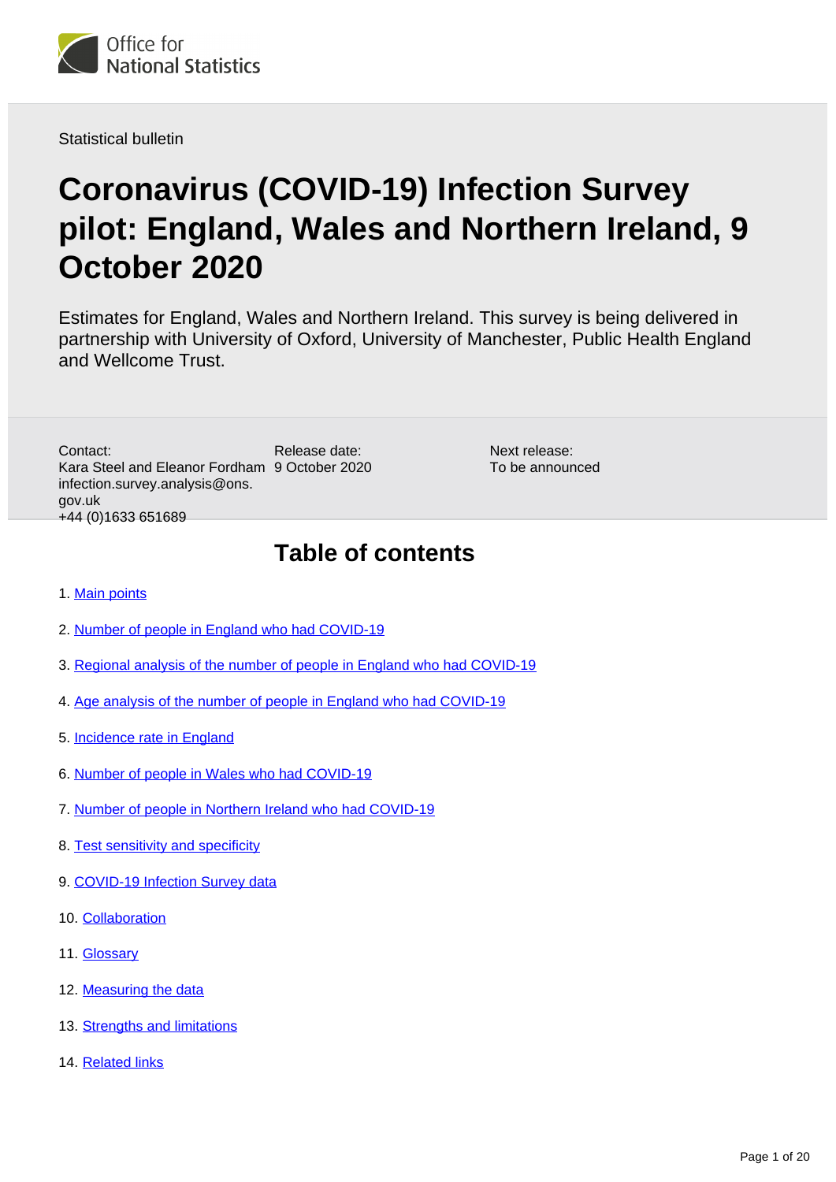Office for National Statistics

Statistical bulletin

# Coronavirus (COVID-19) Infection Survey pilot: England, Wales and Northern Ireland, 9 October 2020

Estimates for England, Wales and Northern Ireland. This survey is being delivered in partnership with University of Oxford, University of Manchester, Public Health England and Wellcome Trust.

Contact:
Kara Steel and Eleanor Fordham
infection.survey.analysis@ons.gov.uk
+44 (0)1633 651689

Release date:
9 October 2020

Next release:
To be announced

## Table of contents

1. Main points
2. Number of people in England who had COVID-19
3. Regional analysis of the number of people in England who had COVID-19
4. Age analysis of the number of people in England who had COVID-19
5. Incidence rate in England
6. Number of people in Wales who had COVID-19
7. Number of people in Northern Ireland who had COVID-19
8. Test sensitivity and specificity
9. COVID-19 Infection Survey data
10. Collaboration
11. Glossary
12. Measuring the data
13. Strengths and limitations
14. Related links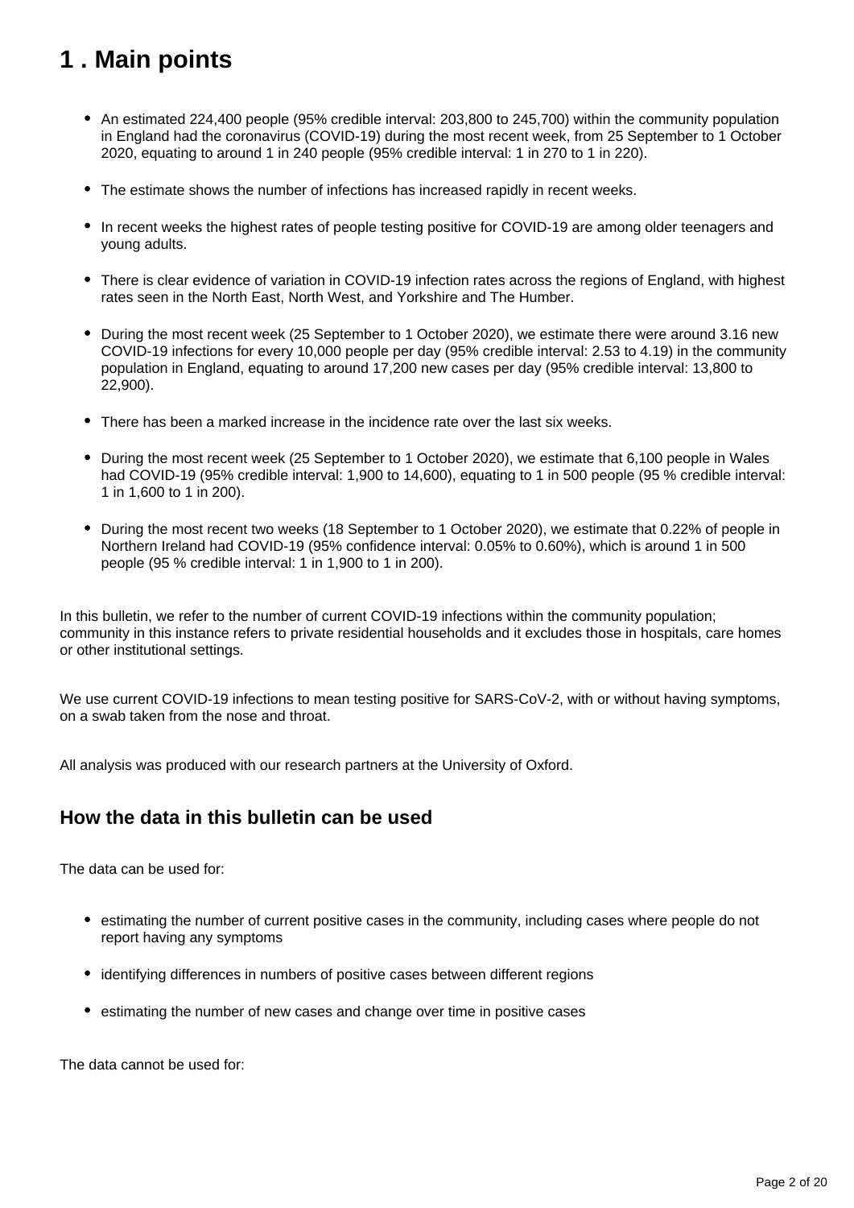# 1 . Main points

- An estimated 224,400 people (95% credible interval: 203,800 to 245,700) within the community population in England had the coronavirus (COVID-19) during the most recent week, from 25 September to 1 October 2020, equating to around 1 in 240 people (95% credible interval: 1 in 270 to 1 in 220).

- The estimate shows the number of infections has increased rapidly in recent weeks.

- In recent weeks the highest rates of people testing positive for COVID-19 are among older teenagers and young adults.

- There is clear evidence of variation in COVID-19 infection rates across the regions of England, with highest rates seen in the North East, North West, and Yorkshire and The Humber.

- During the most recent week (25 September to 1 October 2020), we estimate there were around 3.16 new COVID-19 infections for every 10,000 people per day (95% credible interval: 2.53 to 4.19) in the community population in England, equating to around 17,200 new cases per day (95% credible interval: 13,800 to 22,900).

- There has been a marked increase in the incidence rate over the last six weeks.

- During the most recent week (25 September to 1 October 2020), we estimate that 6,100 people in Wales had COVID-19 (95% credible interval: 1,900 to 14,600), equating to 1 in 500 people (95 % credible interval: 1 in 1,600 to 1 in 200).

- During the most recent two weeks (18 September to 1 October 2020), we estimate that 0.22% of people in Northern Ireland had COVID-19 (95% confidence interval: 0.05% to 0.60%), which is around 1 in 500 people (95 % credible interval: 1 in 1,900 to 1 in 200).

In this bulletin, we refer to the number of current COVID-19 infections within the community population; community in this instance refers to private residential households and it excludes those in hospitals, care homes or other institutional settings.

We use current COVID-19 infections to mean testing positive for SARS-CoV-2, with or without having symptoms, on a swab taken from the nose and throat.

All analysis was produced with our research partners at the University of Oxford.

## How the data in this bulletin can be used

The data can be used for:

- estimating the number of current positive cases in the community, including cases where people do not report having any symptoms

- identifying differences in numbers of positive cases between different regions

- estimating the number of new cases and change over time in positive cases

The data cannot be used for: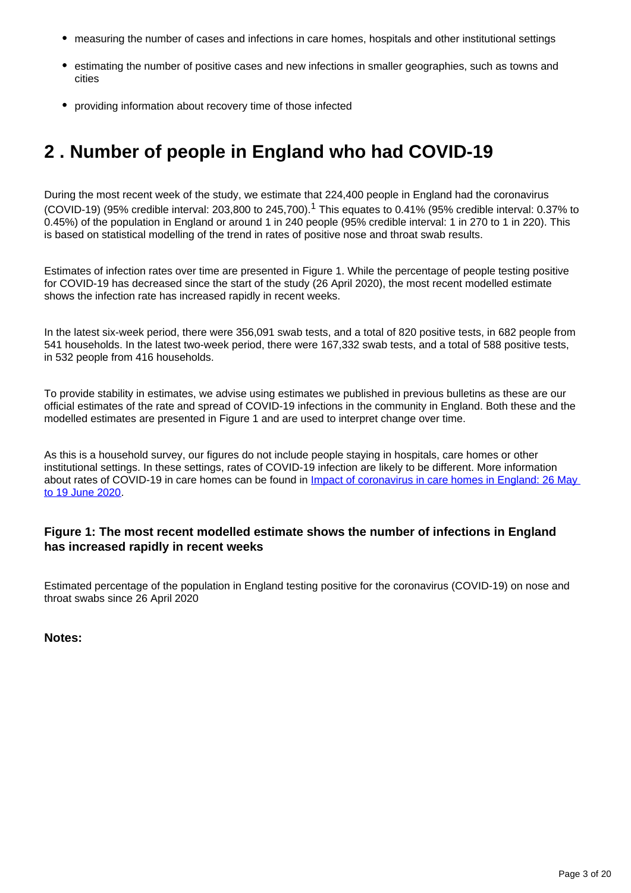- measuring the number of cases and infections in care homes, hospitals and other institutional settings
- estimating the number of positive cases and new infections in smaller geographies, such as towns and cities
- providing information about recovery time of those infected

## 2 . Number of people in England who had COVID-19

During the most recent week of the study, we estimate that 224,400 people in England had the coronavirus (COVID-19) (95% credible interval: 203,800 to 245,700).[1] This equates to 0.41% (95% credible interval: 0.37% to 0.45%) of the population in England or around 1 in 240 people (95% credible interval: 1 in 270 to 1 in 220). This is based on statistical modelling of the trend in rates of positive nose and throat swab results.

Estimates of infection rates over time are presented in Figure 1. While the percentage of people testing positive for COVID-19 has decreased since the start of the study (26 April 2020), the most recent modelled estimate shows the infection rate has increased rapidly in recent weeks.

In the latest six-week period, there were 356,091 swab tests, and a total of 820 positive tests, in 682 people from 541 households. In the latest two-week period, there were 167,332 swab tests, and a total of 588 positive tests, in 532 people from 416 households.

To provide stability in estimates, we advise using estimates we published in previous bulletins as these are our official estimates of the rate and spread of COVID-19 infections in the community in England. Both these and the modelled estimates are presented in Figure 1 and are used to interpret change over time.

As this is a household survey, our figures do not include people staying in hospitals, care homes or other institutional settings. In these settings, rates of COVID-19 infection are likely to be different. More information about rates of COVID-19 in care homes can be found in [Impact of coronavirus in care homes in England: 26 May to 19 June 2020](#).

### Figure 1: The most recent modelled estimate shows the number of infections in England has increased rapidly in recent weeks

Estimated percentage of the population in England testing positive for the coronavirus (COVID-19) on nose and throat swabs since 26 April 2020

**Notes:**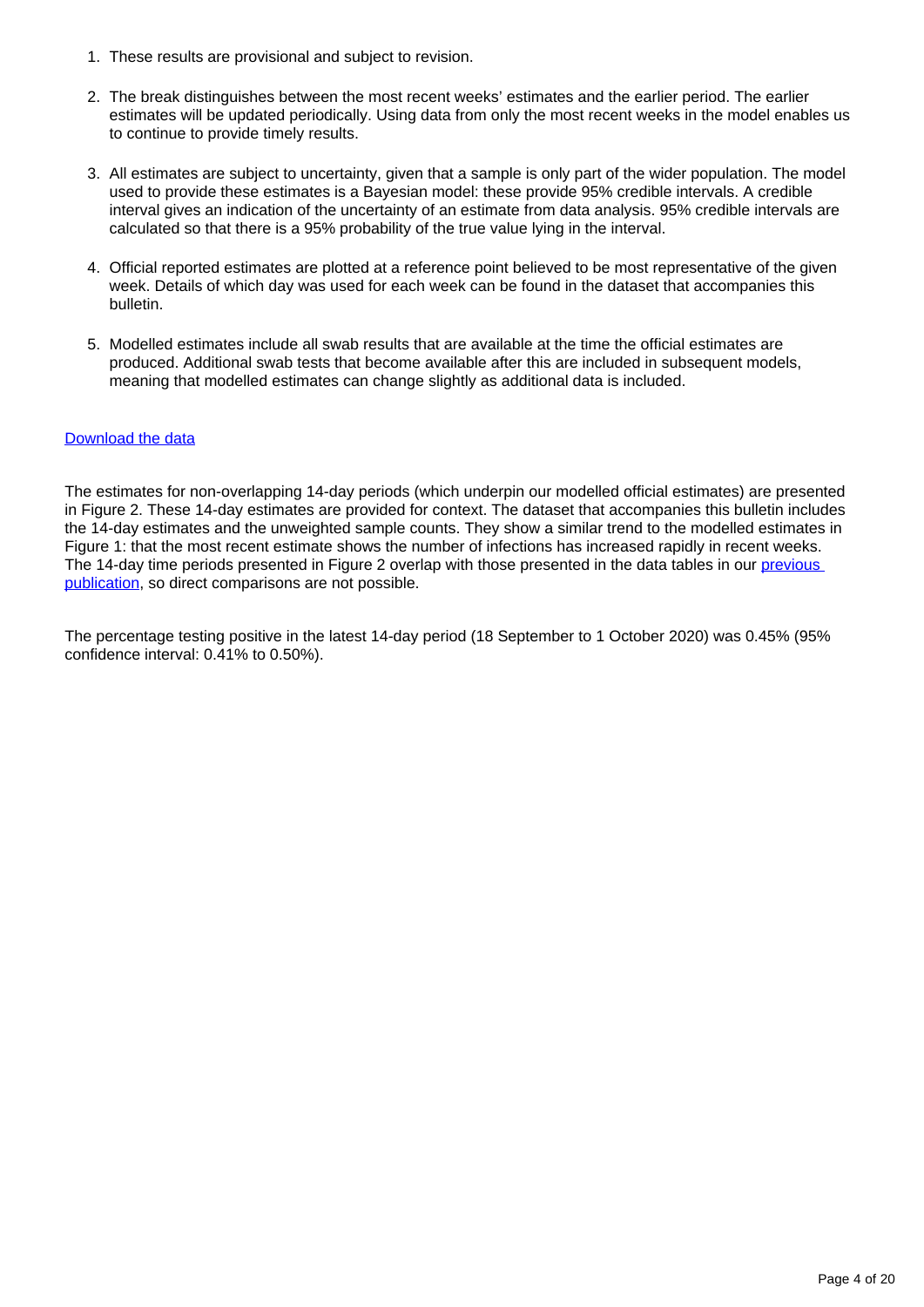1. These results are provisional and subject to revision.
2. The break distinguishes between the most recent weeks' estimates and the earlier period. The earlier estimates will be updated periodically. Using data from only the most recent weeks in the model enables us to continue to provide timely results.
3. All estimates are subject to uncertainty, given that a sample is only part of the wider population. The model used to provide these estimates is a Bayesian model: these provide 95% credible intervals. A credible interval gives an indication of the uncertainty of an estimate from data analysis. 95% credible intervals are calculated so that there is a 95% probability of the true value lying in the interval.
4. Official reported estimates are plotted at a reference point believed to be most representative of the given week. Details of which day was used for each week can be found in the dataset that accompanies this bulletin.
5. Modelled estimates include all swab results that are available at the time the official estimates are produced. Additional swab tests that become available after this are included in subsequent models, meaning that modelled estimates can change slightly as additional data is included.

Download the data

The estimates for non-overlapping 14-day periods (which underpin our modelled official estimates) are presented in Figure 2. These 14-day estimates are provided for context. The dataset that accompanies this bulletin includes the 14-day estimates and the unweighted sample counts. They show a similar trend to the modelled estimates in Figure 1: that the most recent estimate shows the number of infections has increased rapidly in recent weeks. The 14-day time periods presented in Figure 2 overlap with those presented in the data tables in our previous publication, so direct comparisons are not possible.

The percentage testing positive in the latest 14-day period (18 September to 1 October 2020) was 0.45% (95% confidence interval: 0.41% to 0.50%).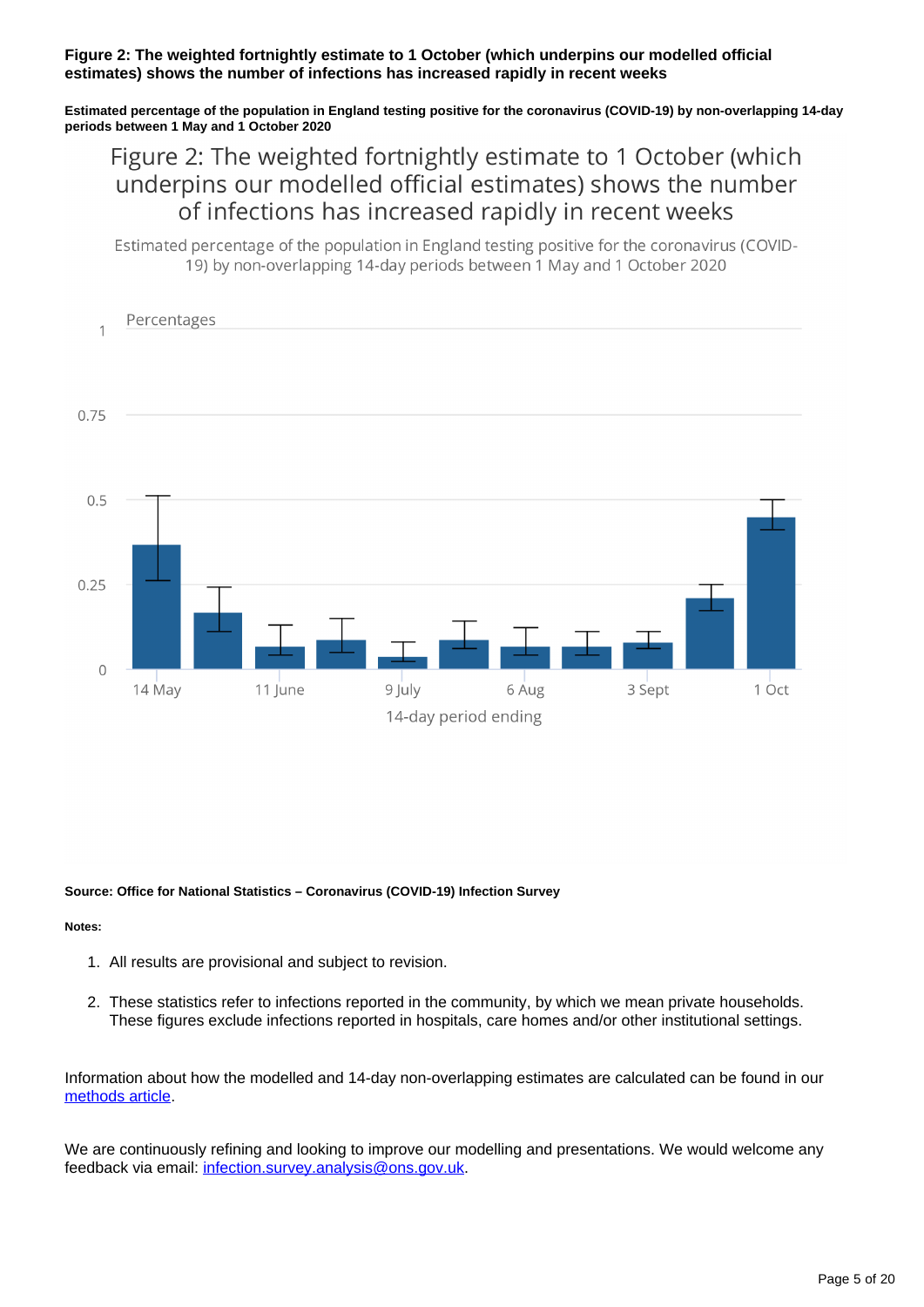#### Figure 2: The weighted fortnightly estimate to 1 October (which underpins our modelled official estimates) shows the number of infections has increased rapidly in recent weeks

**Estimated percentage of the population in England testing positive for the coronavirus (COVID-19) by non-overlapping 14-day periods between 1 May and 1 October 2020**

**Source: Office for National Statistics – Coronavirus (COVID-19) Infection Survey**

**Notes:**

1. All results are provisional and subject to revision.
2. These statistics refer to infections reported in the community, by which we mean private households. These figures exclude infections reported in hospitals, care homes and/or other institutional settings.

Information about how the modelled and 14-day non-overlapping estimates are calculated can be found in our methods article.

We are continuously refining and looking to improve our modelling and presentations. We would welcome any feedback via email: infection.survey.analysis@ons.gov.uk.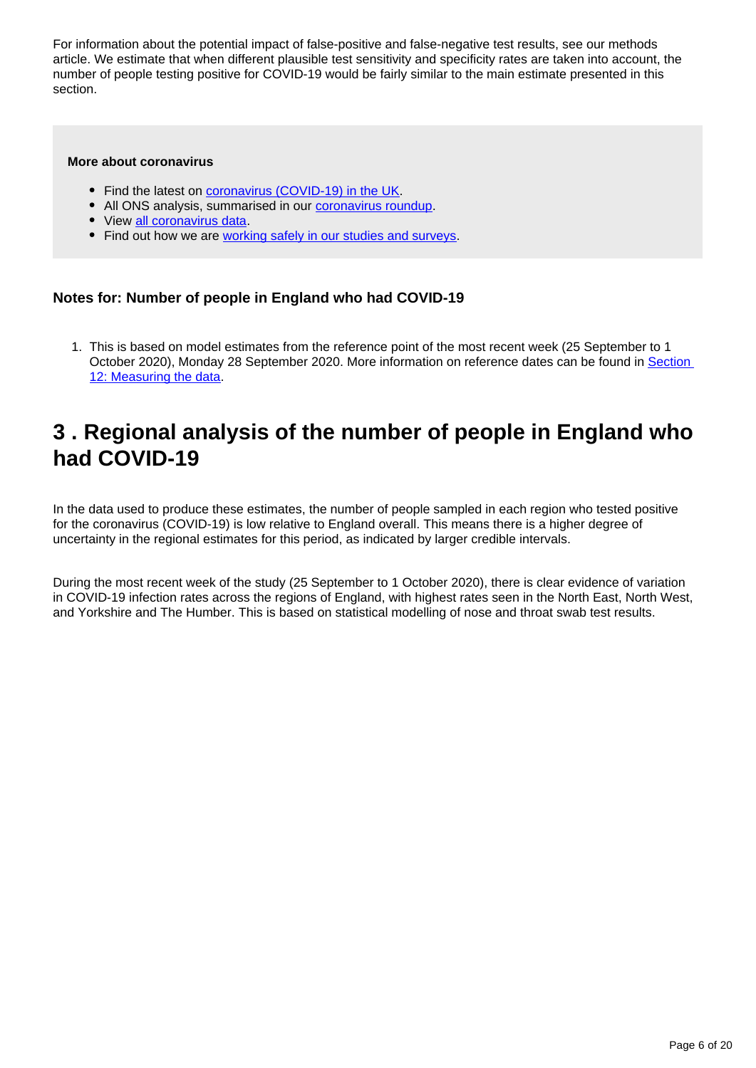For information about the potential impact of false-positive and false-negative test results, see our methods article. We estimate that when different plausible test sensitivity and specificity rates are taken into account, the number of people testing positive for COVID-19 would be fairly similar to the main estimate presented in this section.

**More about coronavirus**

- Find the latest on [coronavirus (COVID-19) in the UK](#).
- All ONS analysis, summarised in our [coronavirus roundup](#).
- View [all coronavirus data](#).
- Find out how we are [working safely in our studies and surveys](#).

### Notes for: Number of people in England who had COVID-19

1. This is based on model estimates from the reference point of the most recent week (25 September to 1 October 2020), Monday 28 September 2020. More information on reference dates can be found in [Section 12: Measuring the data](#).

## 3 . Regional analysis of the number of people in England who had COVID-19

In the data used to produce these estimates, the number of people sampled in each region who tested positive for the coronavirus (COVID-19) is low relative to England overall. This means there is a higher degree of uncertainty in the regional estimates for this period, as indicated by larger credible intervals.

During the most recent week of the study (25 September to 1 October 2020), there is clear evidence of variation in COVID-19 infection rates across the regions of England, with highest rates seen in the North East, North West, and Yorkshire and The Humber. This is based on statistical modelling of nose and throat swab test results.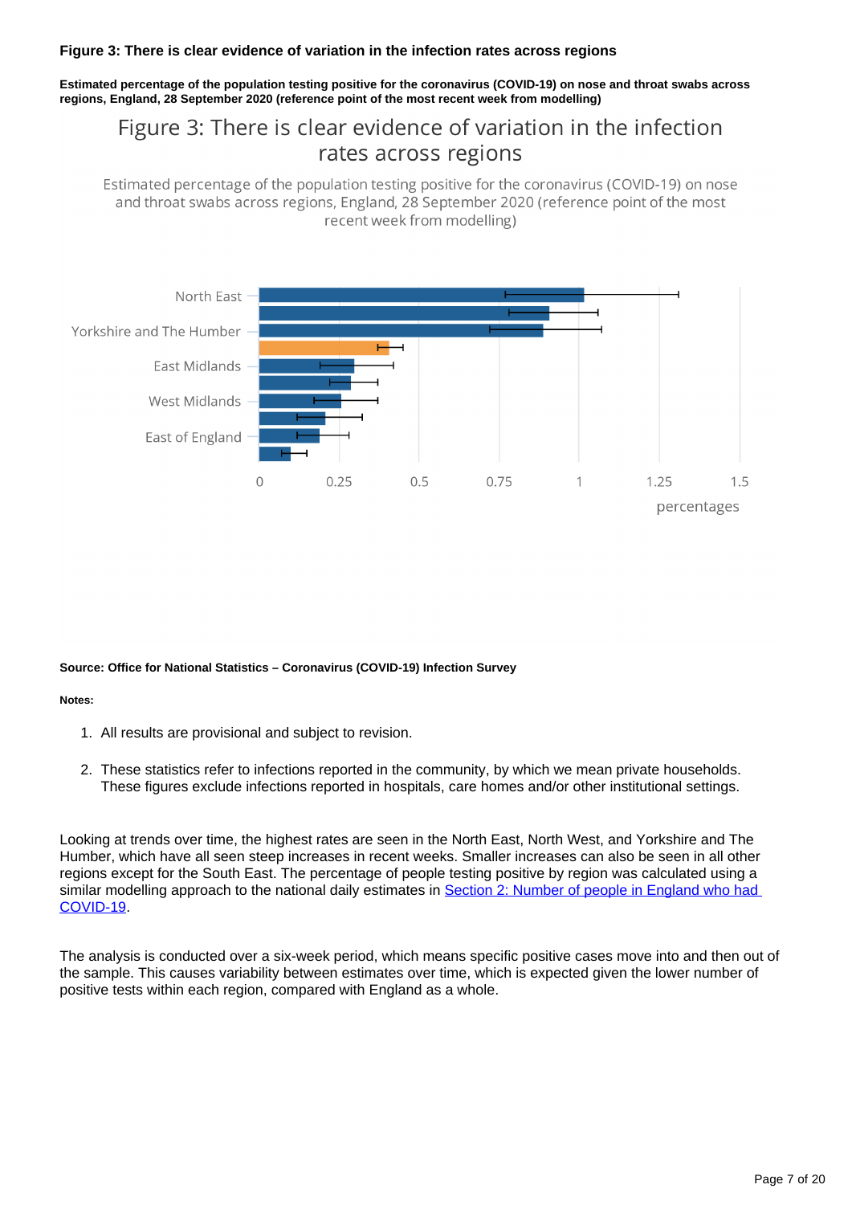### Figure 3: There is clear evidence of variation in the infection rates across regions

**Estimated percentage of the population testing positive for the coronavirus (COVID-19) on nose and throat swabs across regions, England, 28 September 2020 (reference point of the most recent week from modelling)**

Figure 3: There is clear evidence of variation in the infection rates across regions

Estimated percentage of the population testing positive for the coronavirus (COVID-19) on nose and throat swabs across regions, England, 28 September 2020 (reference point of the most recent week from modelling)

North East

Yorkshire and The Humber

East Midlands

West Midlands

East of England

0 0.25 0.5 0.75 1 1.25 1.5

percentages

**Source: Office for National Statistics – Coronavirus (COVID-19) Infection Survey**

**Notes:**

1. All results are provisional and subject to revision.
2. These statistics refer to infections reported in the community, by which we mean private households. These figures exclude infections reported in hospitals, care homes and/or other institutional settings.

Looking at trends over time, the highest rates are seen in the North East, North West, and Yorkshire and The Humber, which have all seen steep increases in recent weeks. Smaller increases can also be seen in all other regions except for the South East. The percentage of people testing positive by region was calculated using a similar modelling approach to the national daily estimates in [Section 2: Number of people in England who had COVID-19](#).

The analysis is conducted over a six-week period, which means specific positive cases move into and then out of the sample. This causes variability between estimates over time, which is expected given the lower number of positive tests within each region, compared with England as a whole.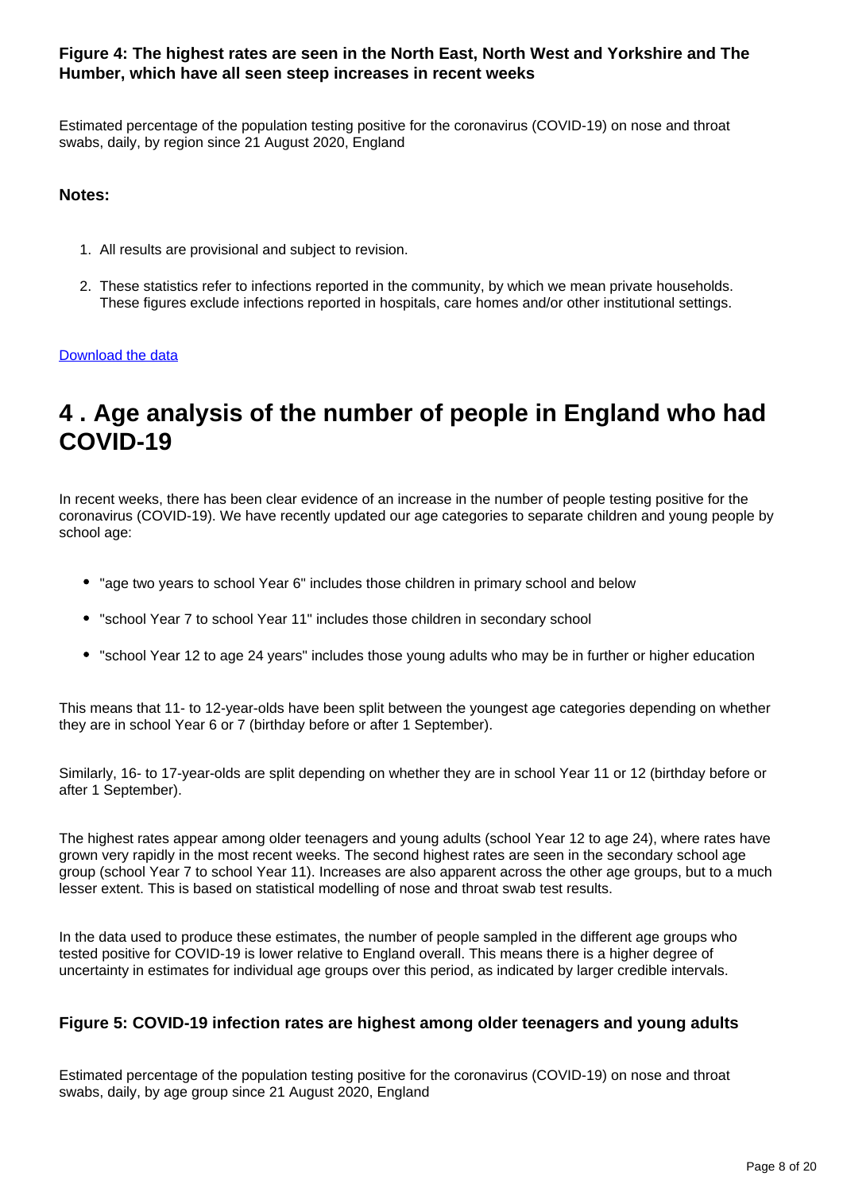#### Figure 4: The highest rates are seen in the North East, North West and Yorkshire and The Humber, which have all seen steep increases in recent weeks

Estimated percentage of the population testing positive for the coronavirus (COVID-19) on nose and throat swabs, daily, by region since 21 August 2020, England

**Notes:**

1. All results are provisional and subject to revision.
2. These statistics refer to infections reported in the community, by which we mean private households. These figures exclude infections reported in hospitals, care homes and/or other institutional settings.

Download the data

## 4 . Age analysis of the number of people in England who had COVID-19

In recent weeks, there has been clear evidence of an increase in the number of people testing positive for the coronavirus (COVID-19). We have recently updated our age categories to separate children and young people by school age:

- "age two years to school Year 6" includes those children in primary school and below
- "school Year 7 to school Year 11" includes those children in secondary school
- "school Year 12 to age 24 years" includes those young adults who may be in further or higher education

This means that 11- to 12-year-olds have been split between the youngest age categories depending on whether they are in school Year 6 or 7 (birthday before or after 1 September).

Similarly, 16- to 17-year-olds are split depending on whether they are in school Year 11 or 12 (birthday before or after 1 September).

The highest rates appear among older teenagers and young adults (school Year 12 to age 24), where rates have grown very rapidly in the most recent weeks. The second highest rates are seen in the secondary school age group (school Year 7 to school Year 11). Increases are also apparent across the other age groups, but to a much lesser extent. This is based on statistical modelling of nose and throat swab test results.

In the data used to produce these estimates, the number of people sampled in the different age groups who tested positive for COVID-19 is lower relative to England overall. This means there is a higher degree of uncertainty in estimates for individual age groups over this period, as indicated by larger credible intervals.

#### Figure 5: COVID-19 infection rates are highest among older teenagers and young adults

Estimated percentage of the population testing positive for the coronavirus (COVID-19) on nose and throat swabs, daily, by age group since 21 August 2020, England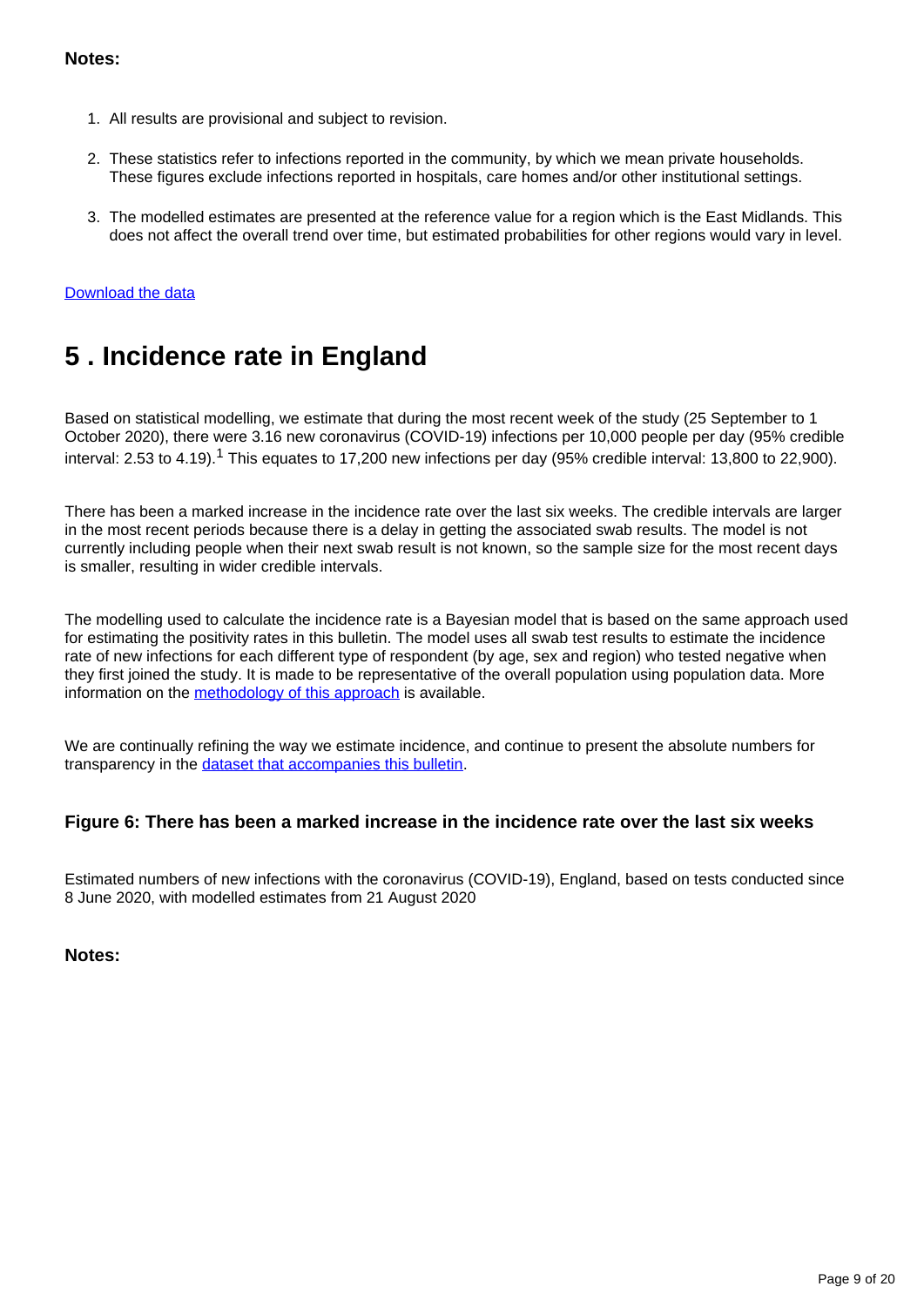**Notes:**

1. All results are provisional and subject to revision.

2. These statistics refer to infections reported in the community, by which we mean private households. These figures exclude infections reported in hospitals, care homes and/or other institutional settings.

3. The modelled estimates are presented at the reference value for a region which is the East Midlands. This does not affect the overall trend over time, but estimated probabilities for other regions would vary in level.

Download the data

## 5 . Incidence rate in England

Based on statistical modelling, we estimate that during the most recent week of the study (25 September to 1 October 2020), there were 3.16 new coronavirus (COVID-19) infections per 10,000 people per day (95% credible interval: 2.53 to 4.19).[1] This equates to 17,200 new infections per day (95% credible interval: 13,800 to 22,900).

There has been a marked increase in the incidence rate over the last six weeks. The credible intervals are larger in the most recent periods because there is a delay in getting the associated swab results. The model is not currently including people when their next swab result is not known, so the sample size for the most recent days is smaller, resulting in wider credible intervals.

The modelling used to calculate the incidence rate is a Bayesian model that is based on the same approach used for estimating the positivity rates in this bulletin. The model uses all swab test results to estimate the incidence rate of new infections for each different type of respondent (by age, sex and region) who tested negative when they first joined the study. It is made to be representative of the overall population using population data. More information on the methodology of this approach is available.

We are continually refining the way we estimate incidence, and continue to present the absolute numbers for transparency in the dataset that accompanies this bulletin.

### Figure 6: There has been a marked increase in the incidence rate over the last six weeks

Estimated numbers of new infections with the coronavirus (COVID-19), England, based on tests conducted since 8 June 2020, with modelled estimates from 21 August 2020

**Notes:**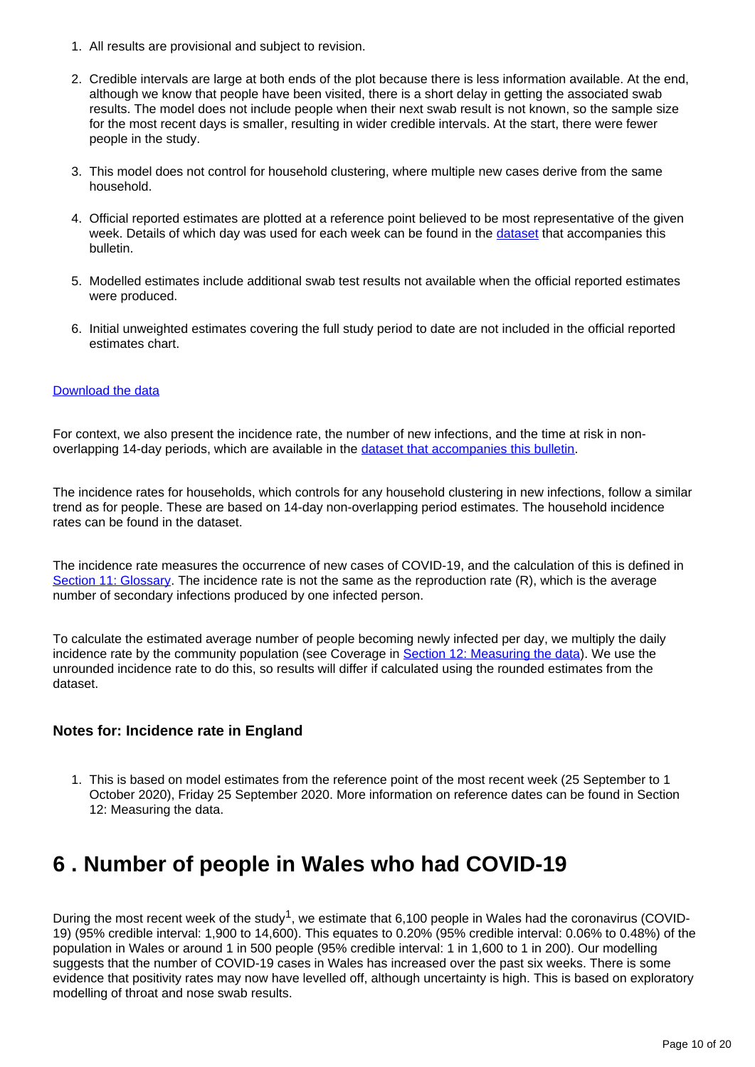1. All results are provisional and subject to revision.

2. Credible intervals are large at both ends of the plot because there is less information available. At the end, although we know that people have been visited, there is a short delay in getting the associated swab results. The model does not include people when their next swab result is not known, so the sample size for the most recent days is smaller, resulting in wider credible intervals. At the start, there were fewer people in the study.

3. This model does not control for household clustering, where multiple new cases derive from the same household.

4. Official reported estimates are plotted at a reference point believed to be most representative of the given week. Details of which day was used for each week can be found in the dataset that accompanies this bulletin.

5. Modelled estimates include additional swab test results not available when the official reported estimates were produced.

6. Initial unweighted estimates covering the full study period to date are not included in the official reported estimates chart.

Download the data

For context, we also present the incidence rate, the number of new infections, and the time at risk in non-overlapping 14-day periods, which are available in the dataset that accompanies this bulletin.

The incidence rates for households, which controls for any household clustering in new infections, follow a similar trend as for people. These are based on 14-day non-overlapping period estimates. The household incidence rates can be found in the dataset.

The incidence rate measures the occurrence of new cases of COVID-19, and the calculation of this is defined in Section 11: Glossary. The incidence rate is not the same as the reproduction rate (R), which is the average number of secondary infections produced by one infected person.

To calculate the estimated average number of people becoming newly infected per day, we multiply the daily incidence rate by the community population (see Coverage in Section 12: Measuring the data). We use the unrounded incidence rate to do this, so results will differ if calculated using the rounded estimates from the dataset.

### Notes for: Incidence rate in England

1. This is based on model estimates from the reference point of the most recent week (25 September to 1 October 2020), Friday 25 September 2020. More information on reference dates can be found in Section 12: Measuring the data.

# 6 . Number of people in Wales who had COVID-19

During the most recent week of the study[1], we estimate that 6,100 people in Wales had the coronavirus (COVID-19) (95% credible interval: 1,900 to 14,600). This equates to 0.20% (95% credible interval: 0.06% to 0.48%) of the population in Wales or around 1 in 500 people (95% credible interval: 1 in 1,600 to 1 in 200). Our modelling suggests that the number of COVID-19 cases in Wales has increased over the past six weeks. There is some evidence that positivity rates may now have levelled off, although uncertainty is high. This is based on exploratory modelling of throat and nose swab results.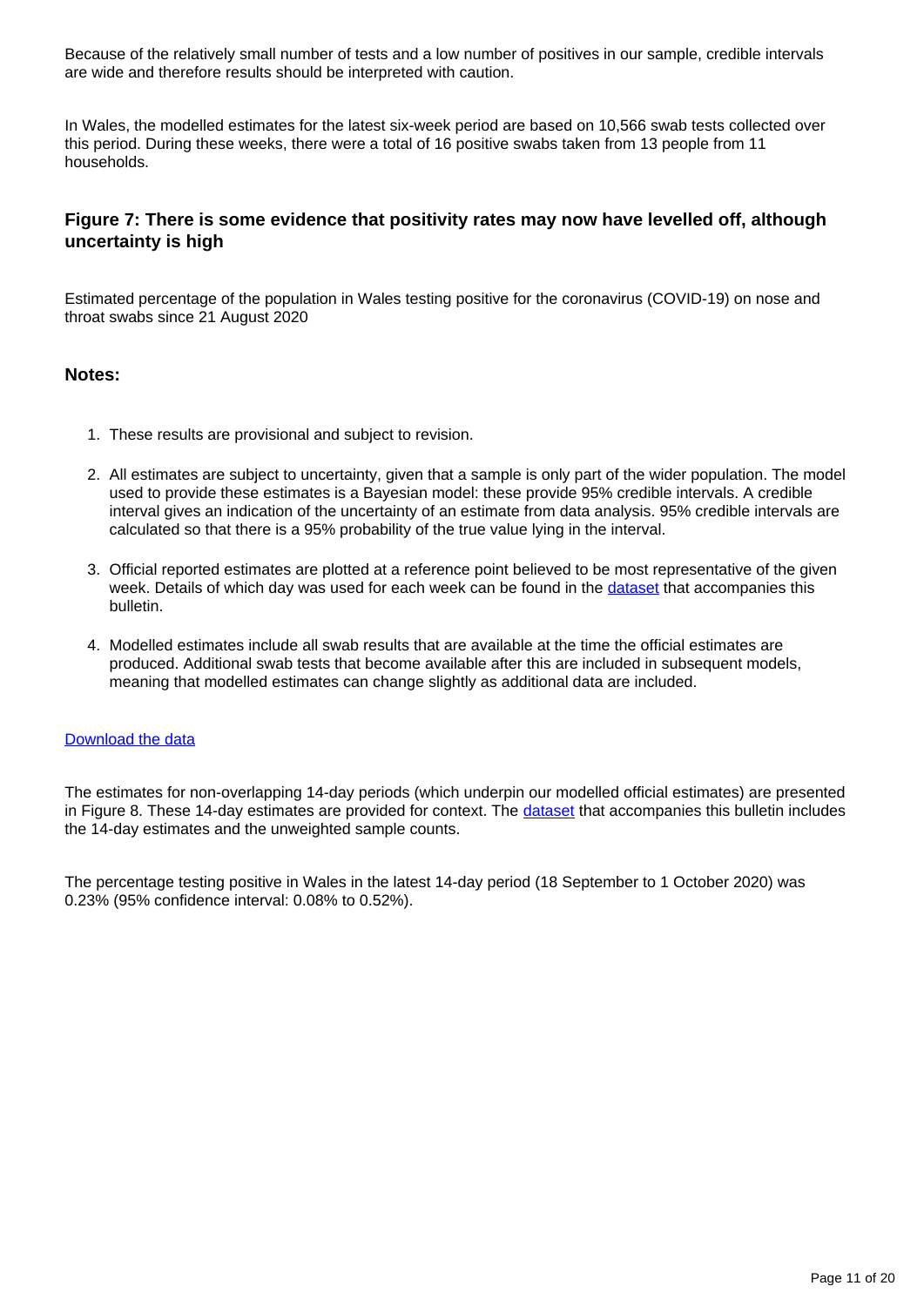Because of the relatively small number of tests and a low number of positives in our sample, credible intervals are wide and therefore results should be interpreted with caution.

In Wales, the modelled estimates for the latest six-week period are based on 10,566 swab tests collected over this period. During these weeks, there were a total of 16 positive swabs taken from 13 people from 11 households.

### Figure 7: There is some evidence that positivity rates may now have levelled off, although uncertainty is high

Estimated percentage of the population in Wales testing positive for the coronavirus (COVID-19) on nose and throat swabs since 21 August 2020

### Notes:

1. These results are provisional and subject to revision.
2. All estimates are subject to uncertainty, given that a sample is only part of the wider population. The model used to provide these estimates is a Bayesian model: these provide 95% credible intervals. A credible interval gives an indication of the uncertainty of an estimate from data analysis. 95% credible intervals are calculated so that there is a 95% probability of the true value lying in the interval.
3. Official reported estimates are plotted at a reference point believed to be most representative of the given week. Details of which day was used for each week can be found in the dataset that accompanies this bulletin.
4. Modelled estimates include all swab results that are available at the time the official estimates are produced. Additional swab tests that become available after this are included in subsequent models, meaning that modelled estimates can change slightly as additional data are included.

Download the data

The estimates for non-overlapping 14-day periods (which underpin our modelled official estimates) are presented in Figure 8. These 14-day estimates are provided for context. The dataset that accompanies this bulletin includes the 14-day estimates and the unweighted sample counts.

The percentage testing positive in Wales in the latest 14-day period (18 September to 1 October 2020) was 0.23% (95% confidence interval: 0.08% to 0.52%).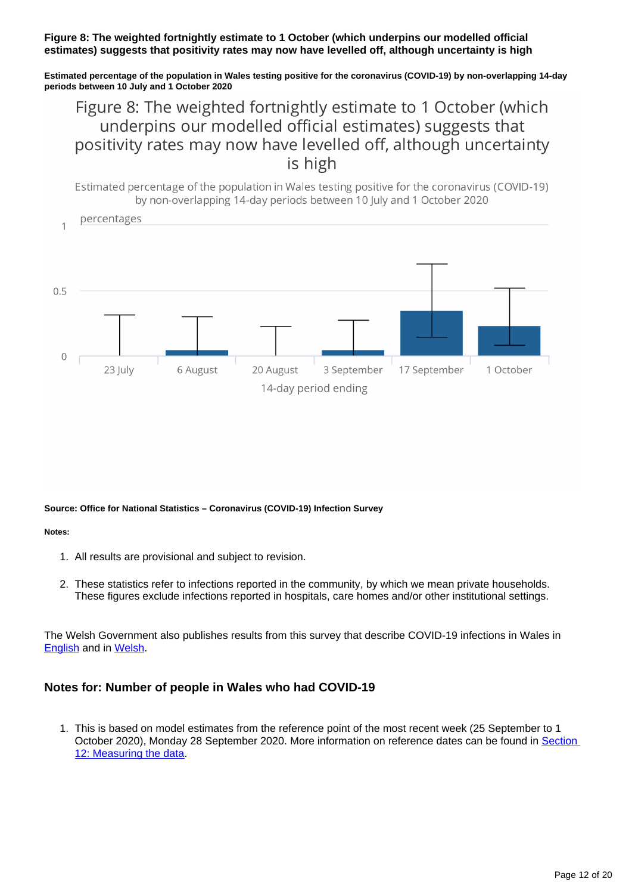**Figure 8: The weighted fortnightly estimate to 1 October (which underpins our modelled official estimates) suggests that positivity rates may now have levelled off, although uncertainty is high**

**Estimated percentage of the population in Wales testing positive for the coronavirus (COVID-19) by non-overlapping 14-day periods between 10 July and 1 October 2020**

Figure 8: The weighted fortnightly estimate to 1 October (which underpins our modelled official estimates) suggests that positivity rates may now have levelled off, although uncertainty is high

Estimated percentage of the population in Wales testing positive for the coronavirus (COVID-19) by non-overlapping 14-day periods between 10 July and 1 October 2020

**Source: Office for National Statistics – Coronavirus (COVID-19) Infection Survey**

**Notes:**

1. All results are provisional and subject to revision.
2. These statistics refer to infections reported in the community, by which we mean private households. These figures exclude infections reported in hospitals, care homes and/or other institutional settings.

The Welsh Government also publishes results from this survey that describe COVID-19 infections in Wales in English and in Welsh.

### Notes for: Number of people in Wales who had COVID-19

1. This is based on model estimates from the reference point of the most recent week (25 September to 1 October 2020), Monday 28 September 2020. More information on reference dates can be found in Section 12: Measuring the data.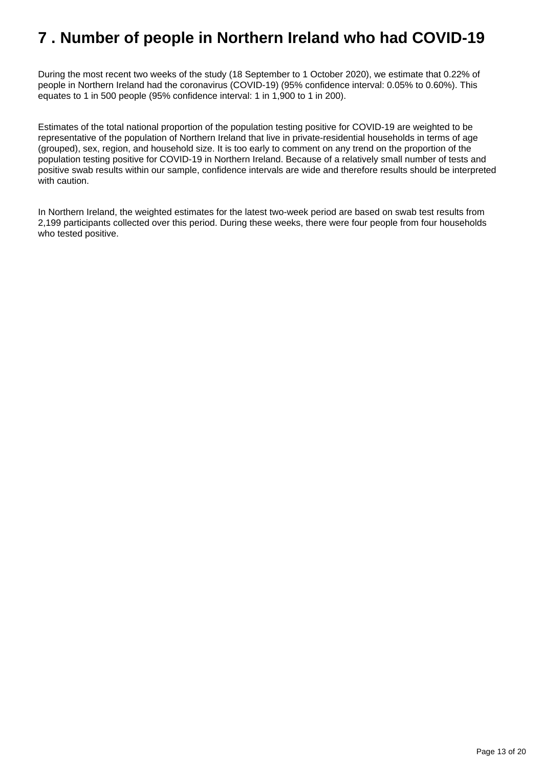# 7 . Number of people in Northern Ireland who had COVID-19

During the most recent two weeks of the study (18 September to 1 October 2020), we estimate that 0.22% of people in Northern Ireland had the coronavirus (COVID-19) (95% confidence interval: 0.05% to 0.60%). This equates to 1 in 500 people (95% confidence interval: 1 in 1,900 to 1 in 200).

Estimates of the total national proportion of the population testing positive for COVID-19 are weighted to be representative of the population of Northern Ireland that live in private-residential households in terms of age (grouped), sex, region, and household size. It is too early to comment on any trend on the proportion of the population testing positive for COVID-19 in Northern Ireland. Because of a relatively small number of tests and positive swab results within our sample, confidence intervals are wide and therefore results should be interpreted with caution.

In Northern Ireland, the weighted estimates for the latest two-week period are based on swab test results from 2,199 participants collected over this period. During these weeks, there were four people from four households who tested positive.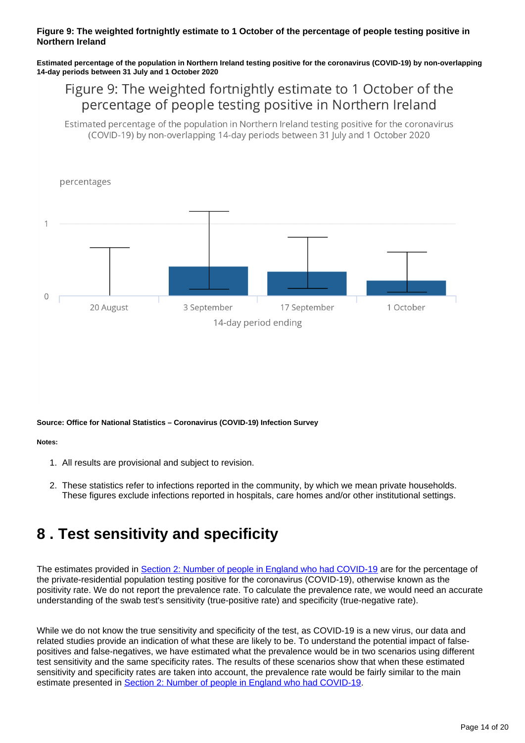**Figure 9: The weighted fortnightly estimate to 1 October of the percentage of people testing positive in Northern Ireland**

**Estimated percentage of the population in Northern Ireland testing positive for the coronavirus (COVID-19) by non-overlapping 14-day periods between 31 July and 1 October 2020**

**Source: Office for National Statistics – Coronavirus (COVID-19) Infection Survey**

**Notes:**

1. All results are provisional and subject to revision.
2. These statistics refer to infections reported in the community, by which we mean private households. These figures exclude infections reported in hospitals, care homes and/or other institutional settings.

# 8 . Test sensitivity and specificity

The estimates provided in Section 2: Number of people in England who had COVID-19 are for the percentage of the private-residential population testing positive for the coronavirus (COVID-19), otherwise known as the positivity rate. We do not report the prevalence rate. To calculate the prevalence rate, we would need an accurate understanding of the swab test's sensitivity (true-positive rate) and specificity (true-negative rate).

While we do not know the true sensitivity and specificity of the test, as COVID-19 is a new virus, our data and related studies provide an indication of what these are likely to be. To understand the potential impact of false-positives and false-negatives, we have estimated what the prevalence would be in two scenarios using different test sensitivity and the same specificity rates. The results of these scenarios show that when these estimated sensitivity and specificity rates are taken into account, the prevalence rate would be fairly similar to the main estimate presented in Section 2: Number of people in England who had COVID-19.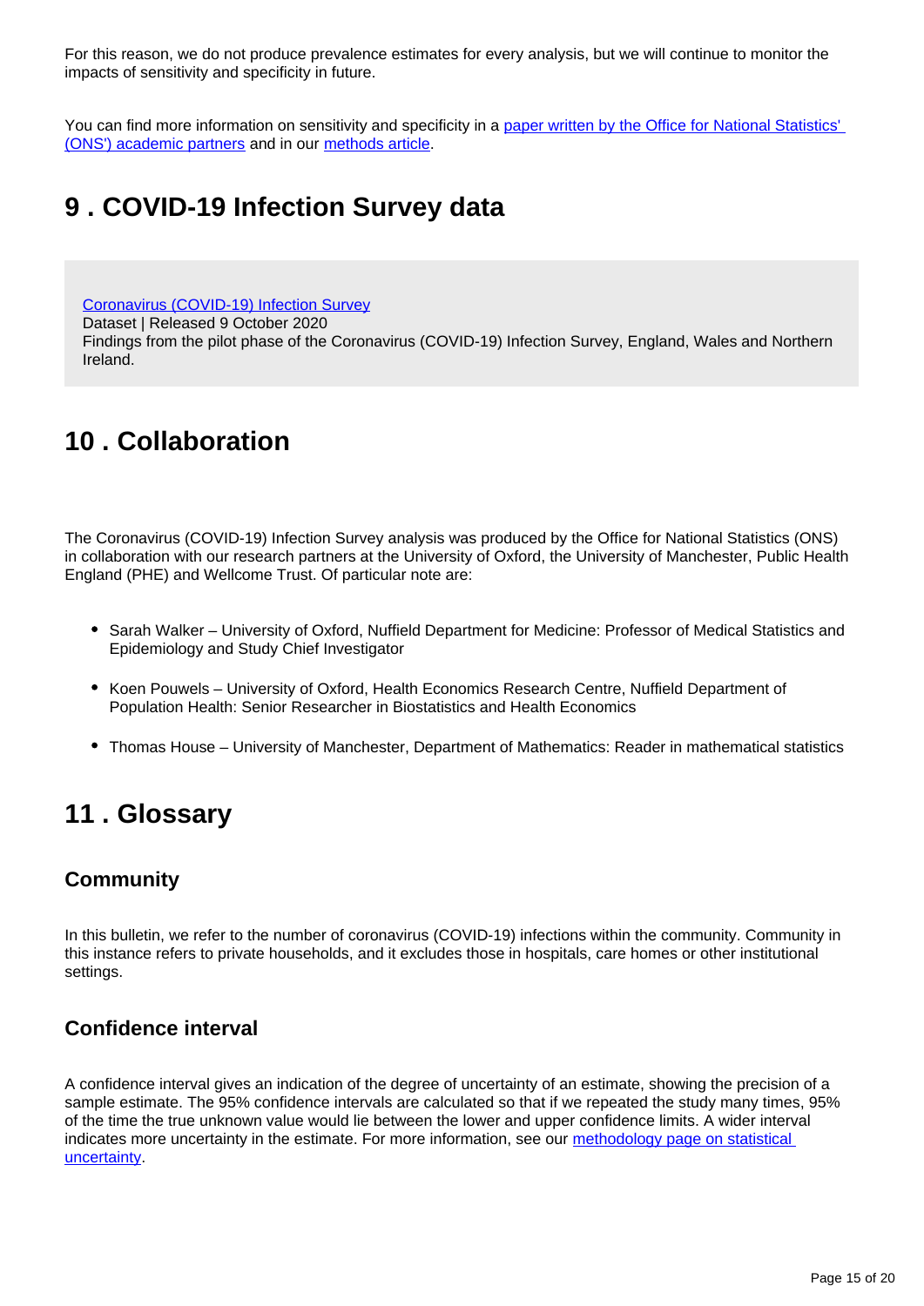For this reason, we do not produce prevalence estimates for every analysis, but we will continue to monitor the impacts of sensitivity and specificity in future.

You can find more information on sensitivity and specificity in a [paper written by the Office for National Statistics' (ONS') academic partners]() and in our [methods article]().

## 9 . COVID-19 Infection Survey data

[Coronavirus (COVID-19) Infection Survey]()
Dataset | Released 9 October 2020
Findings from the pilot phase of the Coronavirus (COVID-19) Infection Survey, England, Wales and Northern Ireland.

## 10 . Collaboration

The Coronavirus (COVID-19) Infection Survey analysis was produced by the Office for National Statistics (ONS) in collaboration with our research partners at the University of Oxford, the University of Manchester, Public Health England (PHE) and Wellcome Trust. Of particular note are:

- Sarah Walker – University of Oxford, Nuffield Department for Medicine: Professor of Medical Statistics and Epidemiology and Study Chief Investigator
- Koen Pouwels – University of Oxford, Health Economics Research Centre, Nuffield Department of Population Health: Senior Researcher in Biostatistics and Health Economics
- Thomas House – University of Manchester, Department of Mathematics: Reader in mathematical statistics

## 11 . Glossary

### Community

In this bulletin, we refer to the number of coronavirus (COVID-19) infections within the community. Community in this instance refers to private households, and it excludes those in hospitals, care homes or other institutional settings.

### Confidence interval

A confidence interval gives an indication of the degree of uncertainty of an estimate, showing the precision of a sample estimate. The 95% confidence intervals are calculated so that if we repeated the study many times, 95% of the time the true unknown value would lie between the lower and upper confidence limits. A wider interval indicates more uncertainty in the estimate. For more information, see our [methodology page on statistical uncertainty]().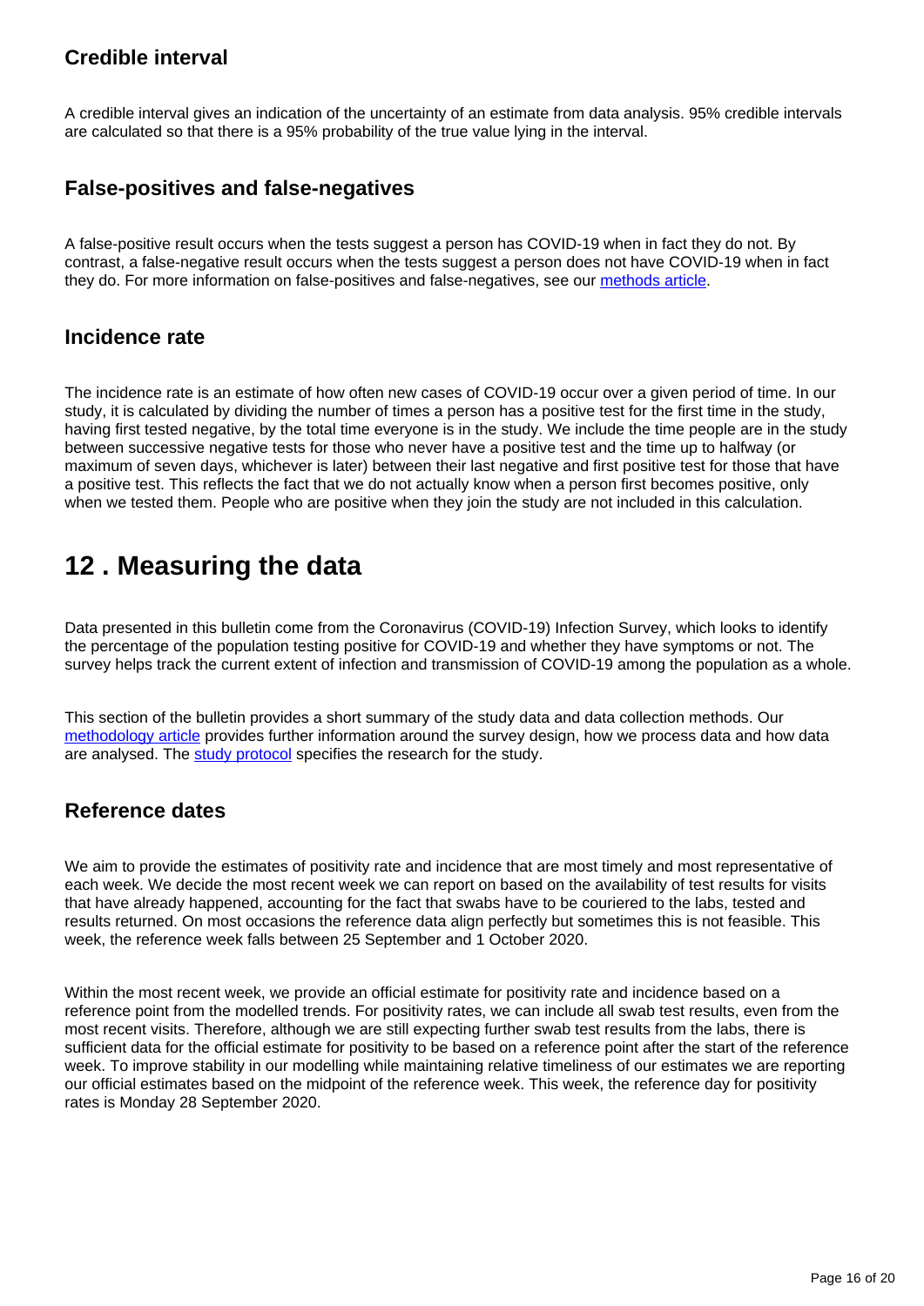### Credible interval

A credible interval gives an indication of the uncertainty of an estimate from data analysis. 95% credible intervals are calculated so that there is a 95% probability of the true value lying in the interval.

### False-positives and false-negatives

A false-positive result occurs when the tests suggest a person has COVID-19 when in fact they do not. By contrast, a false-negative result occurs when the tests suggest a person does not have COVID-19 when in fact they do. For more information on false-positives and false-negatives, see our methods article.

### Incidence rate

The incidence rate is an estimate of how often new cases of COVID-19 occur over a given period of time. In our study, it is calculated by dividing the number of times a person has a positive test for the first time in the study, having first tested negative, by the total time everyone is in the study. We include the time people are in the study between successive negative tests for those who never have a positive test and the time up to halfway (or maximum of seven days, whichever is later) between their last negative and first positive test for those that have a positive test. This reflects the fact that we do not actually know when a person first becomes positive, only when we tested them. People who are positive when they join the study are not included in this calculation.

## 12 . Measuring the data

Data presented in this bulletin come from the Coronavirus (COVID-19) Infection Survey, which looks to identify the percentage of the population testing positive for COVID-19 and whether they have symptoms or not. The survey helps track the current extent of infection and transmission of COVID-19 among the population as a whole.

This section of the bulletin provides a short summary of the study data and data collection methods. Our methodology article provides further information around the survey design, how we process data and how data are analysed. The study protocol specifies the research for the study.

### Reference dates

We aim to provide the estimates of positivity rate and incidence that are most timely and most representative of each week. We decide the most recent week we can report on based on the availability of test results for visits that have already happened, accounting for the fact that swabs have to be couriered to the labs, tested and results returned. On most occasions the reference data align perfectly but sometimes this is not feasible. This week, the reference week falls between 25 September and 1 October 2020.

Within the most recent week, we provide an official estimate for positivity rate and incidence based on a reference point from the modelled trends. For positivity rates, we can include all swab test results, even from the most recent visits. Therefore, although we are still expecting further swab test results from the labs, there is sufficient data for the official estimate for positivity to be based on a reference point after the start of the reference week. To improve stability in our modelling while maintaining relative timeliness of our estimates we are reporting our official estimates based on the midpoint of the reference week. This week, the reference day for positivity rates is Monday 28 September 2020.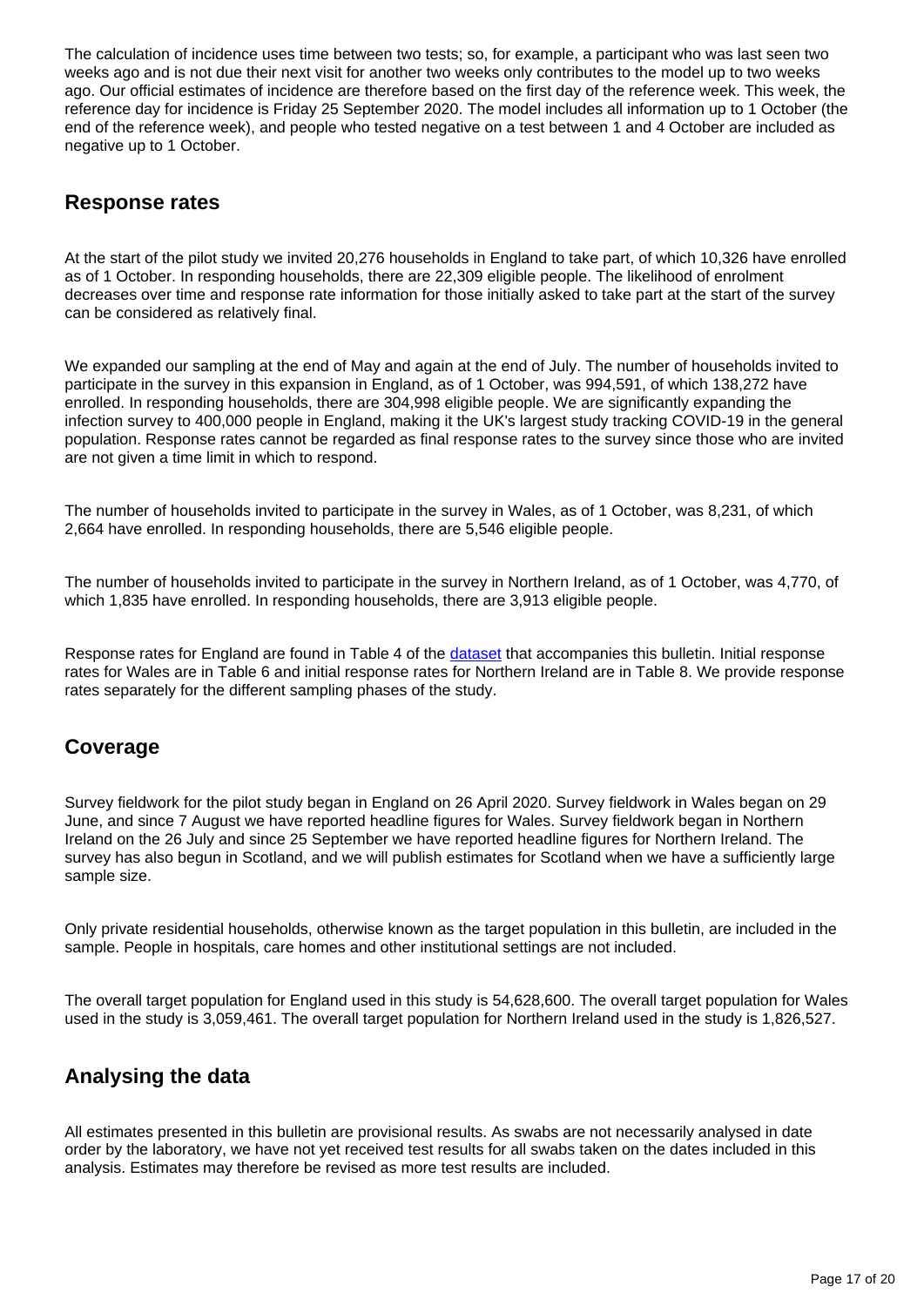The calculation of incidence uses time between two tests; so, for example, a participant who was last seen two weeks ago and is not due their next visit for another two weeks only contributes to the model up to two weeks ago. Our official estimates of incidence are therefore based on the first day of the reference week. This week, the reference day for incidence is Friday 25 September 2020. The model includes all information up to 1 October (the end of the reference week), and people who tested negative on a test between 1 and 4 October are included as negative up to 1 October.

## Response rates

At the start of the pilot study we invited 20,276 households in England to take part, of which 10,326 have enrolled as of 1 October. In responding households, there are 22,309 eligible people. The likelihood of enrolment decreases over time and response rate information for those initially asked to take part at the start of the survey can be considered as relatively final.

We expanded our sampling at the end of May and again at the end of July. The number of households invited to participate in the survey in this expansion in England, as of 1 October, was 994,591, of which 138,272 have enrolled. In responding households, there are 304,998 eligible people. We are significantly expanding the infection survey to 400,000 people in England, making it the UK's largest study tracking COVID-19 in the general population. Response rates cannot be regarded as final response rates to the survey since those who are invited are not given a time limit in which to respond.

The number of households invited to participate in the survey in Wales, as of 1 October, was 8,231, of which 2,664 have enrolled. In responding households, there are 5,546 eligible people.

The number of households invited to participate in the survey in Northern Ireland, as of 1 October, was 4,770, of which 1,835 have enrolled. In responding households, there are 3,913 eligible people.

Response rates for England are found in Table 4 of the dataset that accompanies this bulletin. Initial response rates for Wales are in Table 6 and initial response rates for Northern Ireland are in Table 8. We provide response rates separately for the different sampling phases of the study.

## Coverage

Survey fieldwork for the pilot study began in England on 26 April 2020. Survey fieldwork in Wales began on 29 June, and since 7 August we have reported headline figures for Wales. Survey fieldwork began in Northern Ireland on the 26 July and since 25 September we have reported headline figures for Northern Ireland. The survey has also begun in Scotland, and we will publish estimates for Scotland when we have a sufficiently large sample size.

Only private residential households, otherwise known as the target population in this bulletin, are included in the sample. People in hospitals, care homes and other institutional settings are not included.

The overall target population for England used in this study is 54,628,600. The overall target population for Wales used in the study is 3,059,461. The overall target population for Northern Ireland used in the study is 1,826,527.

## Analysing the data

All estimates presented in this bulletin are provisional results. As swabs are not necessarily analysed in date order by the laboratory, we have not yet received test results for all swabs taken on the dates included in this analysis. Estimates may therefore be revised as more test results are included.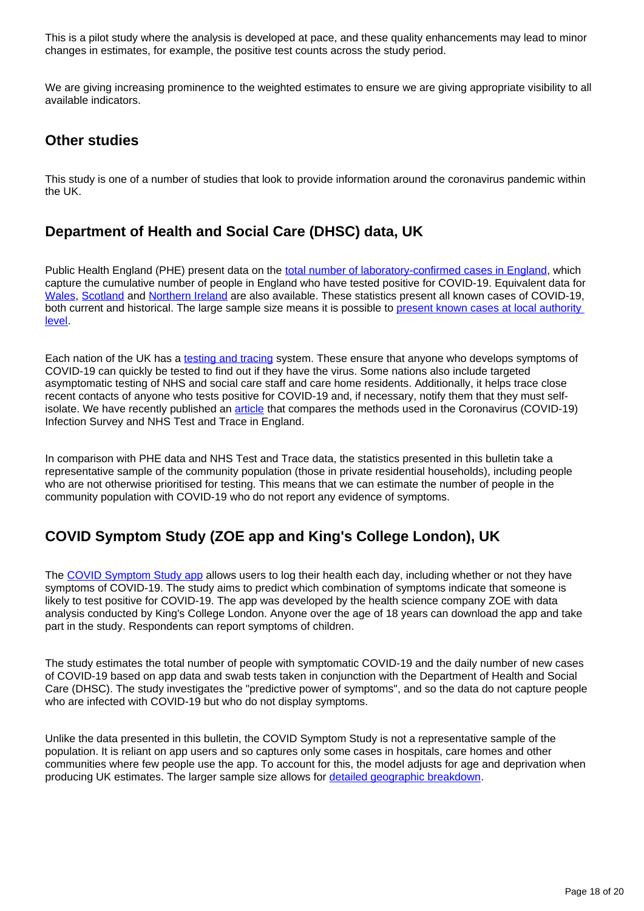This is a pilot study where the analysis is developed at pace, and these quality enhancements may lead to minor changes in estimates, for example, the positive test counts across the study period.

We are giving increasing prominence to the weighted estimates to ensure we are giving appropriate visibility to all available indicators.

## Other studies

This study is one of a number of studies that look to provide information around the coronavirus pandemic within the UK.

## Department of Health and Social Care (DHSC) data, UK

Public Health England (PHE) present data on the total number of laboratory-confirmed cases in England, which capture the cumulative number of people in England who have tested positive for COVID-19. Equivalent data for Wales, Scotland and Northern Ireland are also available. These statistics present all known cases of COVID-19, both current and historical. The large sample size means it is possible to present known cases at local authority level.

Each nation of the UK has a testing and tracing system. These ensure that anyone who develops symptoms of COVID-19 can quickly be tested to find out if they have the virus. Some nations also include targeted asymptomatic testing of NHS and social care staff and care home residents. Additionally, it helps trace close recent contacts of anyone who tests positive for COVID-19 and, if necessary, notify them that they must self-isolate. We have recently published an article that compares the methods used in the Coronavirus (COVID-19) Infection Survey and NHS Test and Trace in England.

In comparison with PHE data and NHS Test and Trace data, the statistics presented in this bulletin take a representative sample of the community population (those in private residential households), including people who are not otherwise prioritised for testing. This means that we can estimate the number of people in the community population with COVID-19 who do not report any evidence of symptoms.

## COVID Symptom Study (ZOE app and King's College London), UK

The COVID Symptom Study app allows users to log their health each day, including whether or not they have symptoms of COVID-19. The study aims to predict which combination of symptoms indicate that someone is likely to test positive for COVID-19. The app was developed by the health science company ZOE with data analysis conducted by King's College London. Anyone over the age of 18 years can download the app and take part in the study. Respondents can report symptoms of children.

The study estimates the total number of people with symptomatic COVID-19 and the daily number of new cases of COVID-19 based on app data and swab tests taken in conjunction with the Department of Health and Social Care (DHSC). The study investigates the "predictive power of symptoms", and so the data do not capture people who are infected with COVID-19 but who do not display symptoms.

Unlike the data presented in this bulletin, the COVID Symptom Study is not a representative sample of the population. It is reliant on app users and so captures only some cases in hospitals, care homes and other communities where few people use the app. To account for this, the model adjusts for age and deprivation when producing UK estimates. The larger sample size allows for detailed geographic breakdown.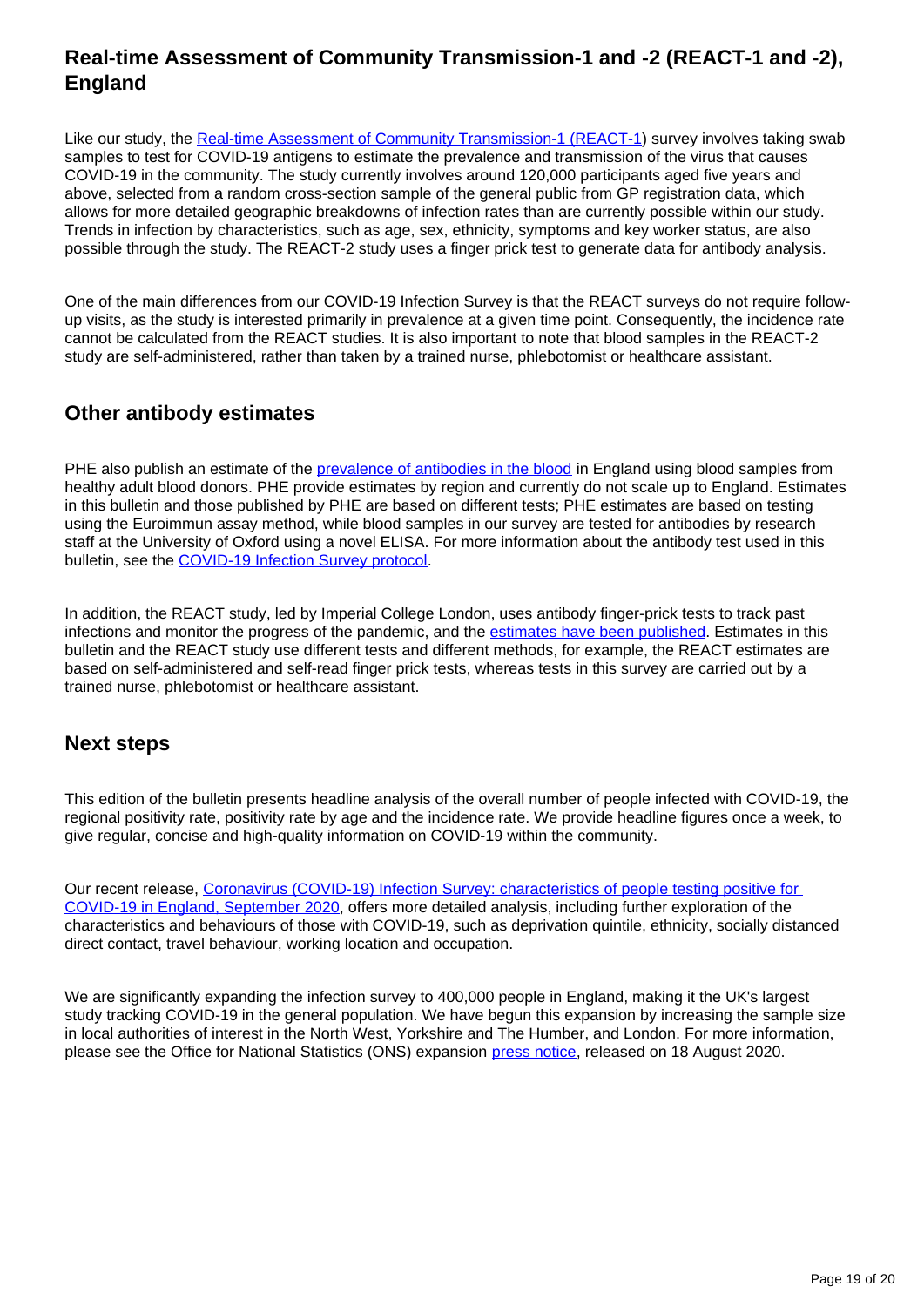## Real-time Assessment of Community Transmission-1 and -2 (REACT-1 and -2), England

Like our study, the Real-time Assessment of Community Transmission-1 (REACT-1) survey involves taking swab samples to test for COVID-19 antigens to estimate the prevalence and transmission of the virus that causes COVID-19 in the community. The study currently involves around 120,000 participants aged five years and above, selected from a random cross-section sample of the general public from GP registration data, which allows for more detailed geographic breakdowns of infection rates than are currently possible within our study. Trends in infection by characteristics, such as age, sex, ethnicity, symptoms and key worker status, are also possible through the study. The REACT-2 study uses a finger prick test to generate data for antibody analysis.

One of the main differences from our COVID-19 Infection Survey is that the REACT surveys do not require follow-up visits, as the study is interested primarily in prevalence at a given time point. Consequently, the incidence rate cannot be calculated from the REACT studies. It is also important to note that blood samples in the REACT-2 study are self-administered, rather than taken by a trained nurse, phlebotomist or healthcare assistant.

## Other antibody estimates

PHE also publish an estimate of the prevalence of antibodies in the blood in England using blood samples from healthy adult blood donors. PHE provide estimates by region and currently do not scale up to England. Estimates in this bulletin and those published by PHE are based on different tests; PHE estimates are based on testing using the Euroimmun assay method, while blood samples in our survey are tested for antibodies by research staff at the University of Oxford using a novel ELISA. For more information about the antibody test used in this bulletin, see the COVID-19 Infection Survey protocol.

In addition, the REACT study, led by Imperial College London, uses antibody finger-prick tests to track past infections and monitor the progress of the pandemic, and the estimates have been published. Estimates in this bulletin and the REACT study use different tests and different methods, for example, the REACT estimates are based on self-administered and self-read finger prick tests, whereas tests in this survey are carried out by a trained nurse, phlebotomist or healthcare assistant.

## Next steps

This edition of the bulletin presents headline analysis of the overall number of people infected with COVID-19, the regional positivity rate, positivity rate by age and the incidence rate. We provide headline figures once a week, to give regular, concise and high-quality information on COVID-19 within the community.

Our recent release, Coronavirus (COVID-19) Infection Survey: characteristics of people testing positive for COVID-19 in England, September 2020, offers more detailed analysis, including further exploration of the characteristics and behaviours of those with COVID-19, such as deprivation quintile, ethnicity, socially distanced direct contact, travel behaviour, working location and occupation.

We are significantly expanding the infection survey to 400,000 people in England, making it the UK's largest study tracking COVID-19 in the general population. We have begun this expansion by increasing the sample size in local authorities of interest in the North West, Yorkshire and The Humber, and London. For more information, please see the Office for National Statistics (ONS) expansion press notice, released on 18 August 2020.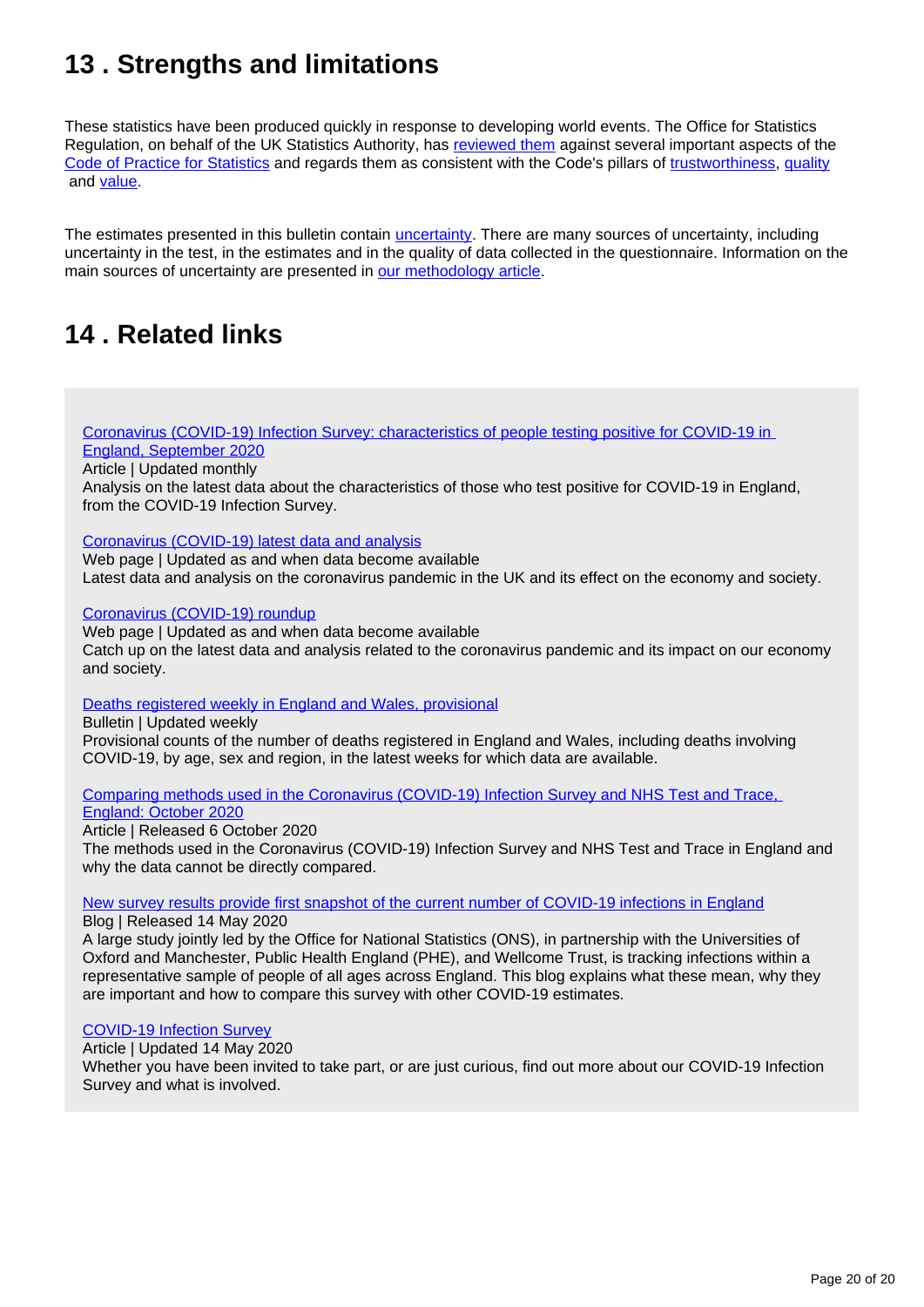## 13 . Strengths and limitations

These statistics have been produced quickly in response to developing world events. The Office for Statistics Regulation, on behalf of the UK Statistics Authority, has reviewed them against several important aspects of the Code of Practice for Statistics and regards them as consistent with the Code's pillars of trustworthiness, quality and value.

The estimates presented in this bulletin contain uncertainty. There are many sources of uncertainty, including uncertainty in the test, in the estimates and in the quality of data collected in the questionnaire. Information on the main sources of uncertainty are presented in our methodology article.

## 14 . Related links

Coronavirus (COVID-19) Infection Survey: characteristics of people testing positive for COVID-19 in England, September 2020
Article | Updated monthly
Analysis on the latest data about the characteristics of those who test positive for COVID-19 in England, from the COVID-19 Infection Survey.

Coronavirus (COVID-19) latest data and analysis
Web page | Updated as and when data become available
Latest data and analysis on the coronavirus pandemic in the UK and its effect on the economy and society.

Coronavirus (COVID-19) roundup
Web page | Updated as and when data become available
Catch up on the latest data and analysis related to the coronavirus pandemic and its impact on our economy and society.

Deaths registered weekly in England and Wales, provisional
Bulletin | Updated weekly
Provisional counts of the number of deaths registered in England and Wales, including deaths involving COVID-19, by age, sex and region, in the latest weeks for which data are available.

Comparing methods used in the Coronavirus (COVID-19) Infection Survey and NHS Test and Trace, England: October 2020
Article | Released 6 October 2020
The methods used in the Coronavirus (COVID-19) Infection Survey and NHS Test and Trace in England and why the data cannot be directly compared.

New survey results provide first snapshot of the current number of COVID-19 infections in England
Blog | Released 14 May 2020
A large study jointly led by the Office for National Statistics (ONS), in partnership with the Universities of Oxford and Manchester, Public Health England (PHE), and Wellcome Trust, is tracking infections within a representative sample of people of all ages across England. This blog explains what these mean, why they are important and how to compare this survey with other COVID-19 estimates.

COVID-19 Infection Survey
Article | Updated 14 May 2020
Whether you have been invited to take part, or are just curious, find out more about our COVID-19 Infection Survey and what is involved.